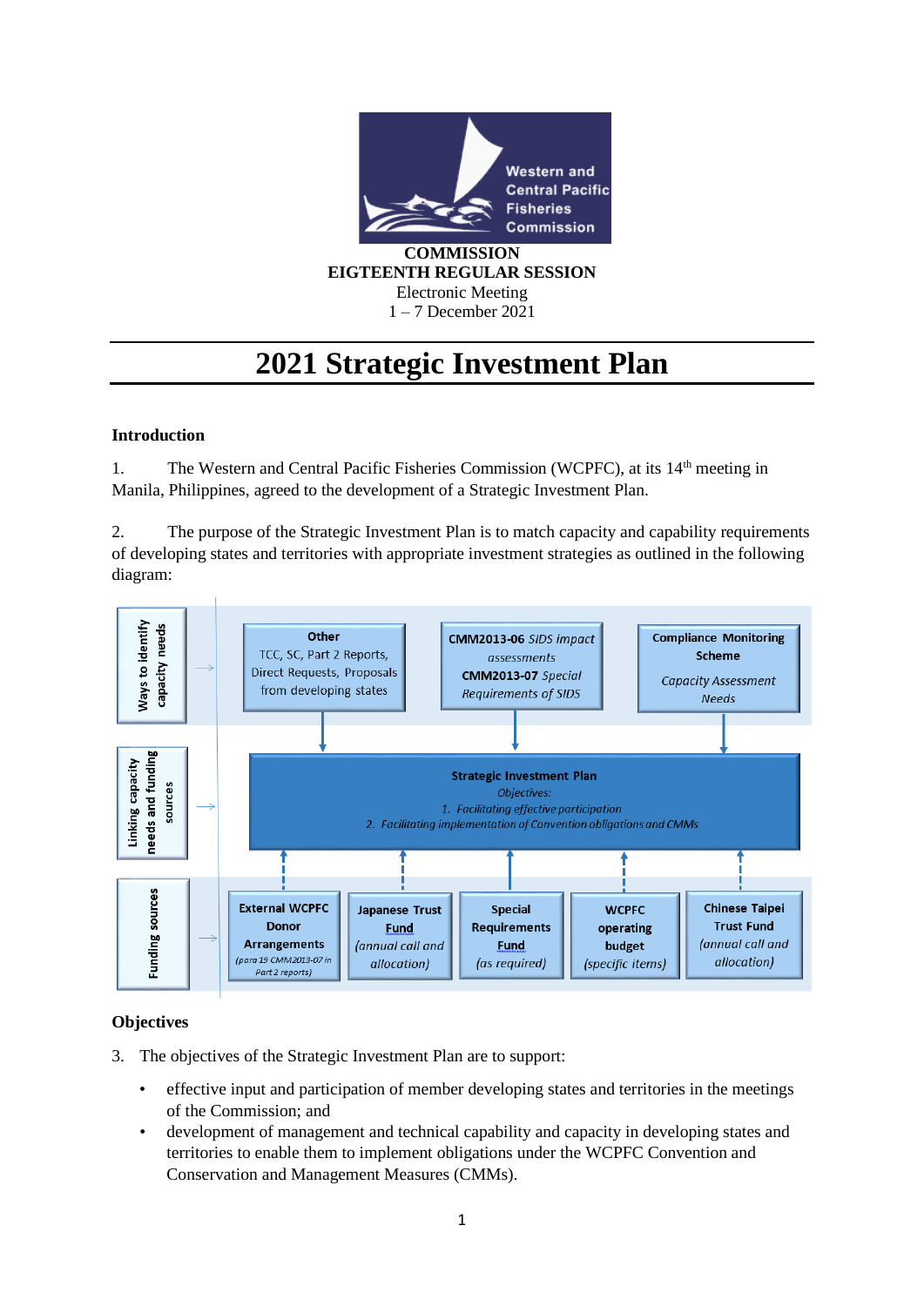COMMISSION
EIGTEENTH REGULAR SESSION
Electronic Meeting
1 – 7 December 2021

# 2021 Strategic Investment Plan

## Introduction

1. The Western and Central Pacific Fisheries Commission (WCPFC), at its 14th meeting in Manila, Philippines, agreed to the development of a Strategic Investment Plan.

2. The purpose of the Strategic Investment Plan is to match capacity and capability requirements of developing states and territories with appropriate investment strategies as outlined in the following diagram:

**Ways to identify capacity needs** →

- **Other** – TCC, SC, Part 2 Reports, Direct Requests, Proposals from developing states
- **CMM2013-06** *SIDS impact assessments*; **CMM2013-07** *Special Requirements of SIDS*
- **Compliance Monitoring Scheme** – *Capacity Assessment Needs*

**Linking capacity needs and funding sources** →

**Strategic Investment Plan**
*Objectives:*
1. *Facilitating effective participation*
2. *Facilitating implementation of Convention obligations and CMMs*

**Funding sources** →

- **External WCPFC Donor Arrangements** *(para 19 CMM2013-07 in Part 2 reports)*
- **Japanese Trust Fund** *(annual call and allocation)*
- **Special Requirements Fund** *(as required)*
- **WCPFC operating budget** *(specific items)*
- **Chinese Taipei Trust Fund** *(annual call and allocation)*

## Objectives

3. The objectives of the Strategic Investment Plan are to support:

- effective input and participation of member developing states and territories in the meetings of the Commission; and
- development of management and technical capability and capacity in developing states and territories to enable them to implement obligations under the WCPFC Convention and Conservation and Management Measures (CMMs).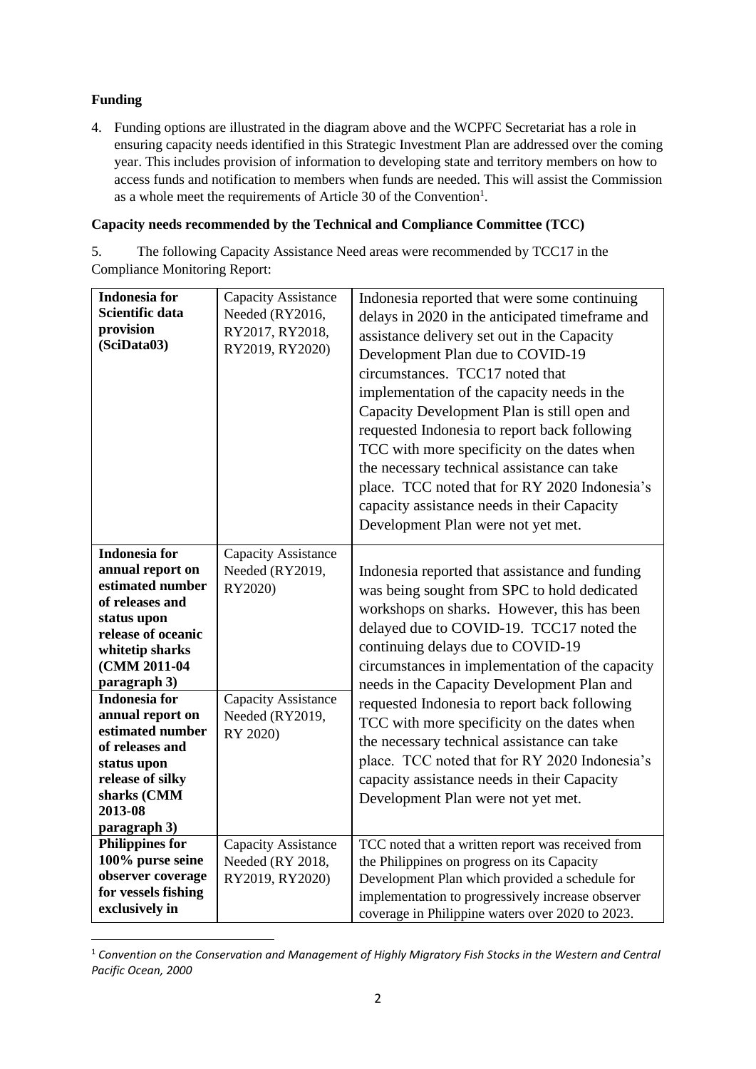**Funding**

4. Funding options are illustrated in the diagram above and the WCPFC Secretariat has a role in ensuring capacity needs identified in this Strategic Investment Plan are addressed over the coming year. This includes provision of information to developing state and territory members on how to access funds and notification to members when funds are needed. This will assist the Commission as a whole meet the requirements of Article 30 of the Convention[1].

**Capacity needs recommended by the Technical and Compliance Committee (TCC)**

5. The following Capacity Assistance Need areas were recommended by TCC17 in the Compliance Monitoring Report:

| | | |
|---|---|---|
| **Indonesia for Scientific data provision (SciData03)** | Capacity Assistance Needed (RY2016, RY2017, RY2018, RY2019, RY2020) | Indonesia reported that were some continuing delays in 2020 in the anticipated timeframe and assistance delivery set out in the Capacity Development Plan due to COVID-19 circumstances. TCC17 noted that implementation of the capacity needs in the Capacity Development Plan is still open and requested Indonesia to report back following TCC with more specificity on the dates when the necessary technical assistance can take place. TCC noted that for RY 2020 Indonesia's capacity assistance needs in their Capacity Development Plan were not yet met. |
| **Indonesia for annual report on estimated number of releases and status upon release of oceanic whitetip sharks (CMM 2011-04 paragraph 3)** | Capacity Assistance Needed (RY2019, RY2020) | Indonesia reported that assistance and funding was being sought from SPC to hold dedicated workshops on sharks. However, this has been delayed due to COVID-19. TCC17 noted the continuing delays due to COVID-19 circumstances in implementation of the capacity needs in the Capacity Development Plan and requested Indonesia to report back following TCC with more specificity on the dates when the necessary technical assistance can take place. TCC noted that for RY 2020 Indonesia's capacity assistance needs in their Capacity Development Plan were not yet met. |
| **Indonesia for annual report on estimated number of releases and status upon release of silky sharks (CMM 2013-08 paragraph 3)** | Capacity Assistance Needed (RY2019, RY 2020) | |
| **Philippines for 100% purse seine observer coverage for vessels fishing exclusively in** | Capacity Assistance Needed (RY 2018, RY2019, RY2020) | TCC noted that a written report was received from the Philippines on progress on its Capacity Development Plan which provided a schedule for implementation to progressively increase observer coverage in Philippine waters over 2020 to 2023. |

[1] *Convention on the Conservation and Management of Highly Migratory Fish Stocks in the Western and Central Pacific Ocean, 2000*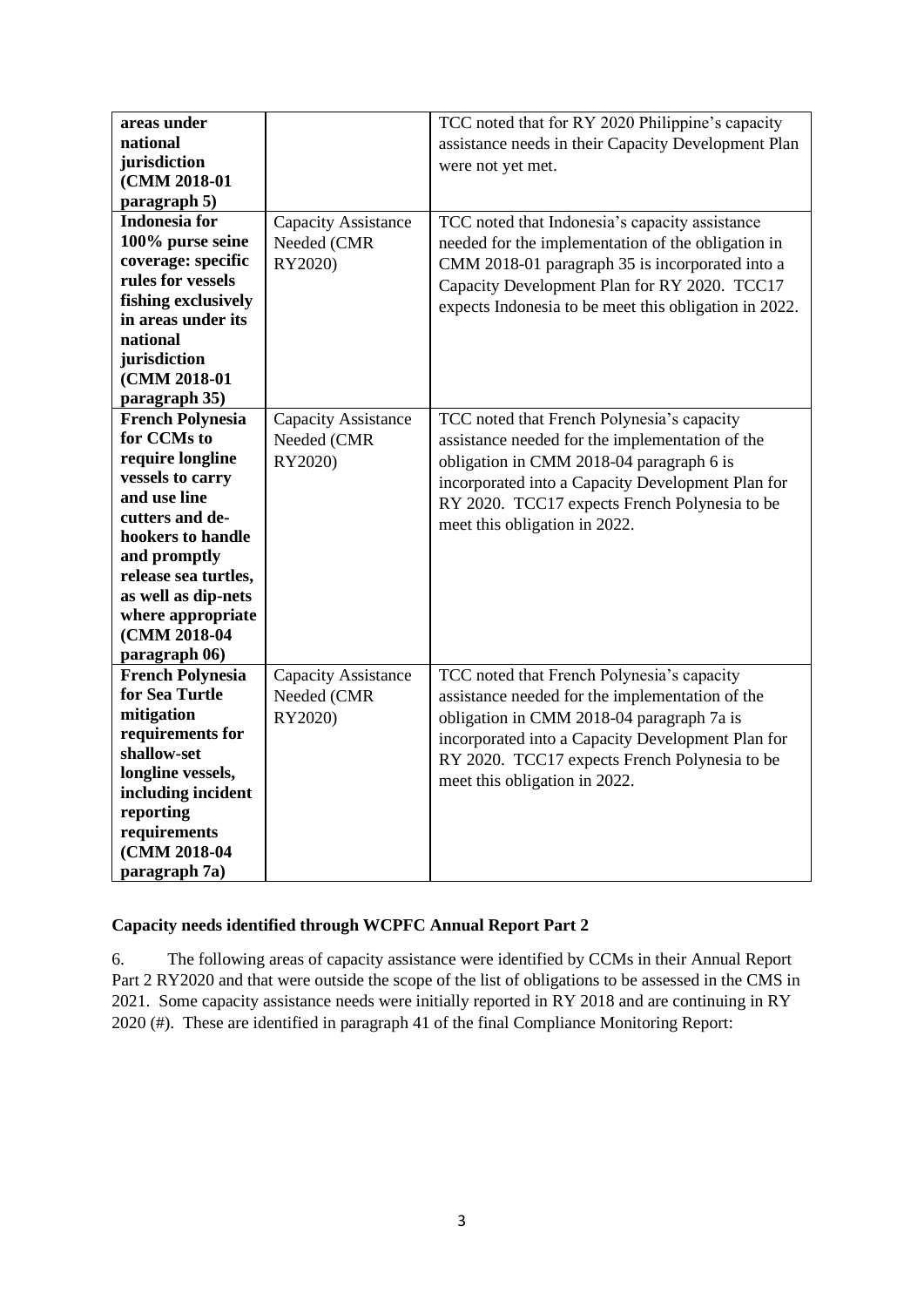| | | |
|---|---|---|
| **areas under national jurisdiction (CMM 2018-01 paragraph 5)** | | TCC noted that for RY 2020 Philippine's capacity assistance needs in their Capacity Development Plan were not yet met. |
| **Indonesia for 100% purse seine coverage: specific rules for vessels fishing exclusively in areas under its national jurisdiction (CMM 2018-01 paragraph 35)** | Capacity Assistance Needed (CMR RY2020) | TCC noted that Indonesia's capacity assistance needed for the implementation of the obligation in CMM 2018-01 paragraph 35 is incorporated into a Capacity Development Plan for RY 2020. TCC17 expects Indonesia to be meet this obligation in 2022. |
| **French Polynesia for CCMs to require longline vessels to carry and use line cutters and de-hookers to handle and promptly release sea turtles, as well as dip-nets where appropriate (CMM 2018-04 paragraph 06)** | Capacity Assistance Needed (CMR RY2020) | TCC noted that French Polynesia's capacity assistance needed for the implementation of the obligation in CMM 2018-04 paragraph 6 is incorporated into a Capacity Development Plan for RY 2020. TCC17 expects French Polynesia to be meet this obligation in 2022. |
| **French Polynesia for Sea Turtle mitigation requirements for shallow-set longline vessels, including incident reporting requirements (CMM 2018-04 paragraph 7a)** | Capacity Assistance Needed (CMR RY2020) | TCC noted that French Polynesia's capacity assistance needed for the implementation of the obligation in CMM 2018-04 paragraph 7a is incorporated into a Capacity Development Plan for RY 2020. TCC17 expects French Polynesia to be meet this obligation in 2022. |

**Capacity needs identified through WCPFC Annual Report Part 2**

6. The following areas of capacity assistance were identified by CCMs in their Annual Report Part 2 RY2020 and that were outside the scope of the list of obligations to be assessed in the CMS in 2021. Some capacity assistance needs were initially reported in RY 2018 and are continuing in RY 2020 (#). These are identified in paragraph 41 of the final Compliance Monitoring Report: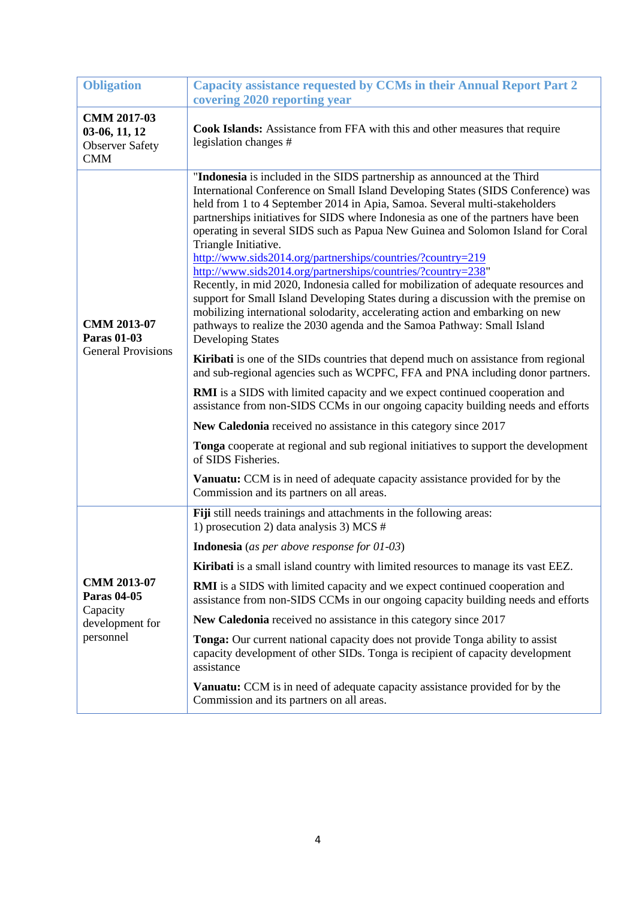| Obligation | Capacity assistance requested by CCMs in their Annual Report Part 2 covering 2020 reporting year |
|---|---|
| **CMM 2017-03 03-06, 11, 12** Observer Safety CMM | **Cook Islands:** Assistance from FFA with this and other measures that require legislation changes # |
| **CMM 2013-07 Paras 01-03** General Provisions | "**Indonesia** is included in the SIDS partnership as announced at the Third International Conference on Small Island Developing States (SIDS Conference) was held from 1 to 4 September 2014 in Apia, Samoa. Several multi-stakeholders partnerships initiatives for SIDS where Indonesia as one of the partners have been operating in several SIDS such as Papua New Guinea and Solomon Island for Coral Triangle Initiative. http://www.sids2014.org/partnerships/countries/?country=219 http://www.sids2014.org/partnerships/countries/?country=238" Recently, in mid 2020, Indonesia called for mobilization of adequate resources and support for Small Island Developing States during a discussion with the premise on mobilizing international solodarity, accelerating action and embarking on new pathways to realize the 2030 agenda and the Samoa Pathway: Small Island Developing States<br><br>**Kiribati** is one of the SIDs countries that depend much on assistance from regional and sub-regional agencies such as WCPFC, FFA and PNA including donor partners.<br><br>**RMI** is a SIDS with limited capacity and we expect continued cooperation and assistance from non-SIDS CCMs in our ongoing capacity building needs and efforts<br><br>**New Caledonia** received no assistance in this category since 2017<br><br>**Tonga** cooperate at regional and sub regional initiatives to support the development of SIDS Fisheries.<br><br>**Vanuatu:** CCM is in need of adequate capacity assistance provided for by the Commission and its partners on all areas. |
| **CMM 2013-07 Paras 04-05** Capacity development for personnel | **Fiji** still needs trainings and attachments in the following areas: 1) prosecution 2) data analysis 3) MCS #<br><br>**Indonesia** (*as per above response for 01-03*)<br><br>**Kiribati** is a small island country with limited resources to manage its vast EEZ.<br><br>**RMI** is a SIDS with limited capacity and we expect continued cooperation and assistance from non-SIDS CCMs in our ongoing capacity building needs and efforts<br><br>**New Caledonia** received no assistance in this category since 2017<br><br>**Tonga:** Our current national capacity does not provide Tonga ability to assist capacity development of other SIDs. Tonga is recipient of capacity development assistance<br><br>**Vanuatu:** CCM is in need of adequate capacity assistance provided for by the Commission and its partners on all areas. |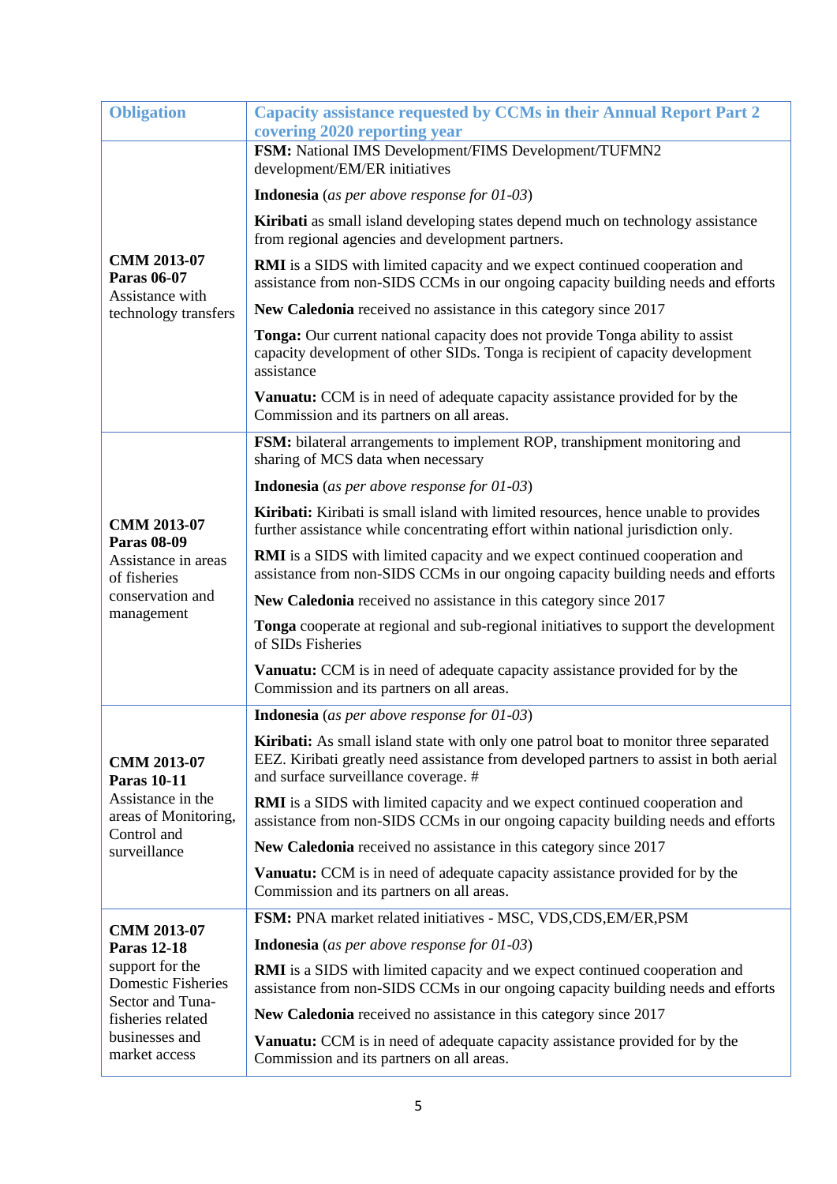| Obligation | Capacity assistance requested by CCMs in their Annual Report Part 2 covering 2020 reporting year |
|---|---|
| **CMM 2013-07 Paras 06-07** Assistance with technology transfers | **FSM:** National IMS Development/FIMS Development/TUFMN2 development/EM/ER initiatives |
| | **Indonesia** (*as per above response for 01-03*) |
| | **Kiribati** as small island developing states depend much on technology assistance from regional agencies and development partners. |
| | **RMI** is a SIDS with limited capacity and we expect continued cooperation and assistance from non-SIDS CCMs in our ongoing capacity building needs and efforts |
| | **New Caledonia** received no assistance in this category since 2017 |
| | **Tonga:** Our current national capacity does not provide Tonga ability to assist capacity development of other SIDs. Tonga is recipient of capacity development assistance |
| | **Vanuatu:** CCM is in need of adequate capacity assistance provided for by the Commission and its partners on all areas. |
| **CMM 2013-07 Paras 08-09** Assistance in areas of fisheries conservation and management | **FSM:** bilateral arrangements to implement ROP, transhipment monitoring and sharing of MCS data when necessary |
| | **Indonesia** (*as per above response for 01-03*) |
| | **Kiribati:** Kiribati is small island with limited resources, hence unable to provides further assistance while concentrating effort within national jurisdiction only. |
| | **RMI** is a SIDS with limited capacity and we expect continued cooperation and assistance from non-SIDS CCMs in our ongoing capacity building needs and efforts |
| | **New Caledonia** received no assistance in this category since 2017 |
| | **Tonga** cooperate at regional and sub-regional initiatives to support the development of SIDs Fisheries |
| | **Vanuatu:** CCM is in need of adequate capacity assistance provided for by the Commission and its partners on all areas. |
| **CMM 2013-07 Paras 10-11** Assistance in the areas of Monitoring, Control and surveillance | **Indonesia** (*as per above response for 01-03*) |
| | **Kiribati:** As small island state with only one patrol boat to monitor three separated EEZ. Kiribati greatly need assistance from developed partners to assist in both aerial and surface surveillance coverage. # |
| | **RMI** is a SIDS with limited capacity and we expect continued cooperation and assistance from non-SIDS CCMs in our ongoing capacity building needs and efforts |
| | **New Caledonia** received no assistance in this category since 2017 |
| | **Vanuatu:** CCM is in need of adequate capacity assistance provided for by the Commission and its partners on all areas. |
| **CMM 2013-07 Paras 12-18** support for the Domestic Fisheries Sector and Tuna-fisheries related businesses and market access | **FSM:** PNA market related initiatives - MSC, VDS,CDS,EM/ER,PSM |
| | **Indonesia** (*as per above response for 01-03*) |
| | **RMI** is a SIDS with limited capacity and we expect continued cooperation and assistance from non-SIDS CCMs in our ongoing capacity building needs and efforts |
| | **New Caledonia** received no assistance in this category since 2017 |
| | **Vanuatu:** CCM is in need of adequate capacity assistance provided for by the Commission and its partners on all areas. |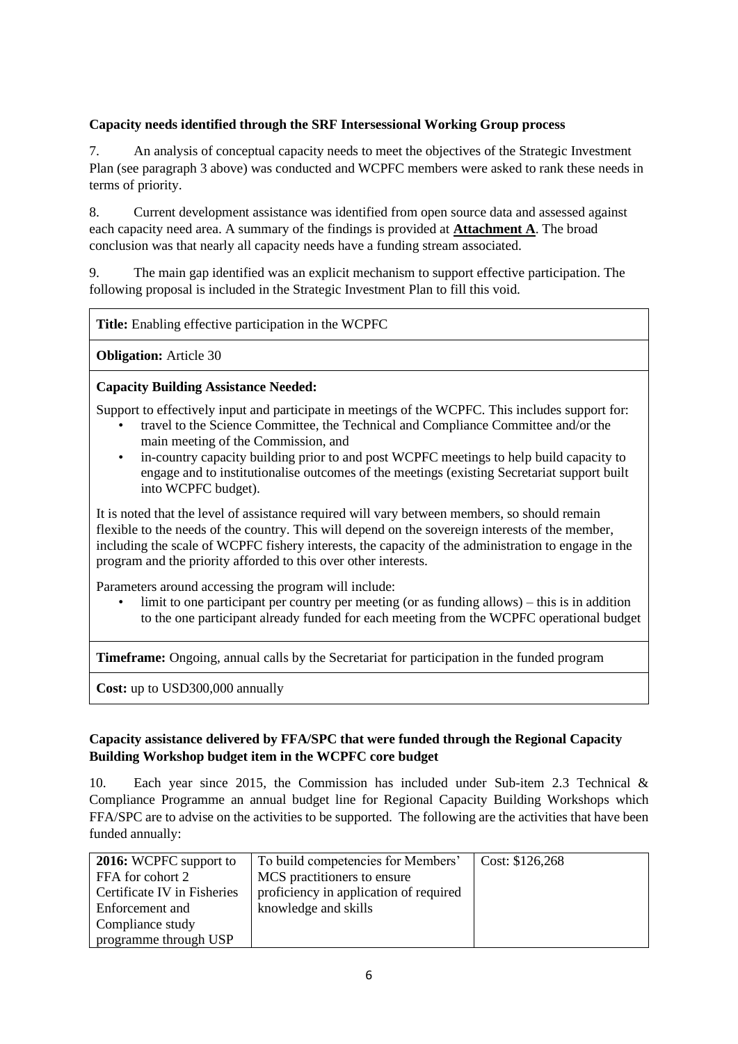**Capacity needs identified through the SRF Intersessional Working Group process**

7. An analysis of conceptual capacity needs to meet the objectives of the Strategic Investment Plan (see paragraph 3 above) was conducted and WCPFC members were asked to rank these needs in terms of priority.

8. Current development assistance was identified from open source data and assessed against each capacity need area. A summary of the findings is provided at **Attachment A**. The broad conclusion was that nearly all capacity needs have a funding stream associated.

9. The main gap identified was an explicit mechanism to support effective participation. The following proposal is included in the Strategic Investment Plan to fill this void.

| **Title:** Enabling effective participation in the WCPFC |
|---|
| **Obligation:** Article 30 |
| **Capacity Building Assistance Needed:**<br><br>Support to effectively input and participate in meetings of the WCPFC. This includes support for:<br>• travel to the Science Committee, the Technical and Compliance Committee and/or the main meeting of the Commission, and<br>• in-country capacity building prior to and post WCPFC meetings to help build capacity to engage and to institutionalise outcomes of the meetings (existing Secretariat support built into WCPFC budget).<br><br>It is noted that the level of assistance required will vary between members, so should remain flexible to the needs of the country. This will depend on the sovereign interests of the member, including the scale of WCPFC fishery interests, the capacity of the administration to engage in the program and the priority afforded to this over other interests.<br><br>Parameters around accessing the program will include:<br>• limit to one participant per country per meeting (or as funding allows) – this is in addition to the one participant already funded for each meeting from the WCPFC operational budget |
| **Timeframe:** Ongoing, annual calls by the Secretariat for participation in the funded program |
| **Cost:** up to USD300,000 annually |

**Capacity assistance delivered by FFA/SPC that were funded through the Regional Capacity Building Workshop budget item in the WCPFC core budget**

10. Each year since 2015, the Commission has included under Sub-item 2.3 Technical & Compliance Programme an annual budget line for Regional Capacity Building Workshops which FFA/SPC are to advise on the activities to be supported. The following are the activities that have been funded annually:

| | | |
|---|---|---|
| **2016:** WCPFC support to FFA for cohort 2 Certificate IV in Fisheries Enforcement and Compliance study programme through USP | To build competencies for Members' MCS practitioners to ensure proficiency in application of required knowledge and skills | Cost: $126,268 |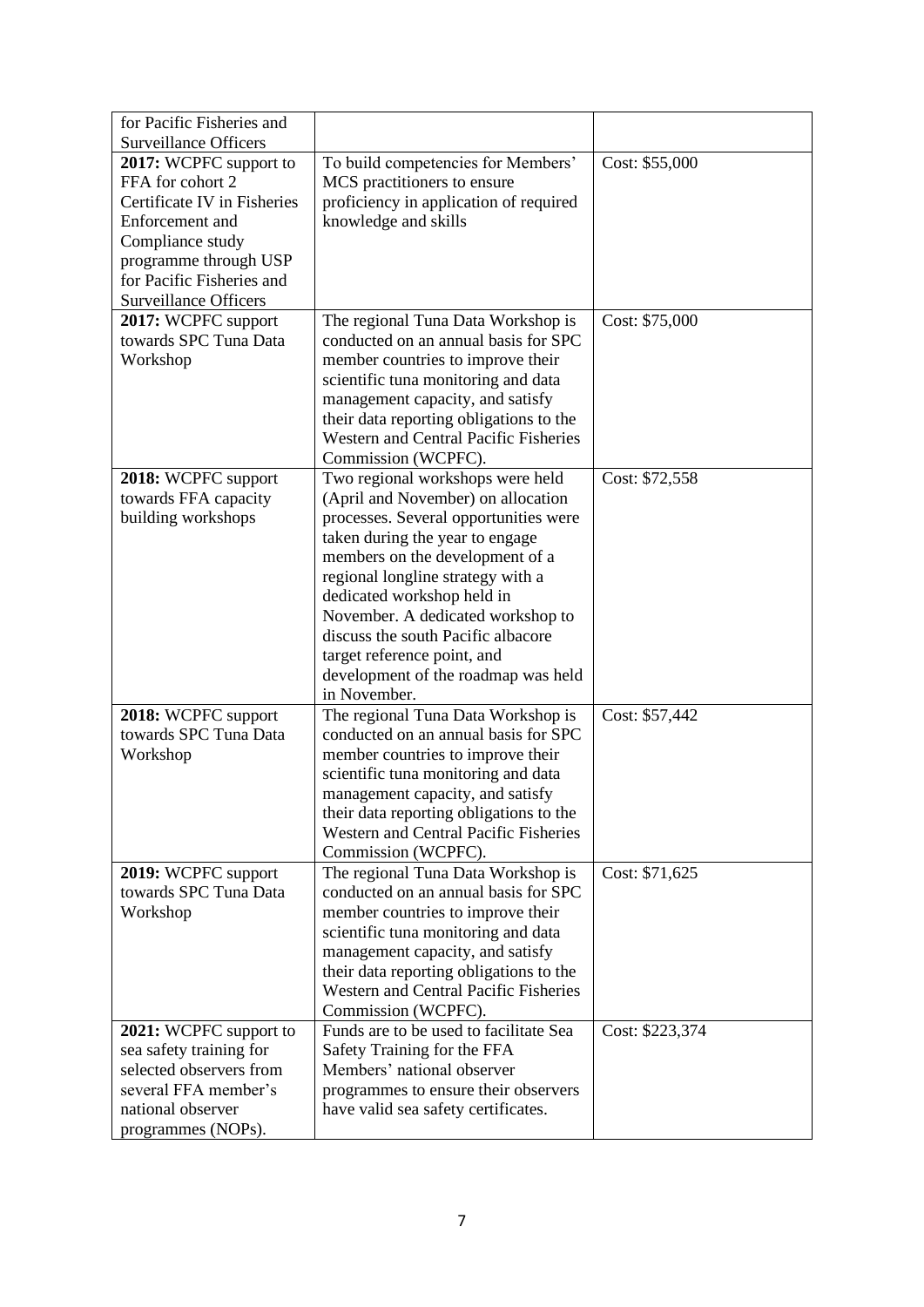| | | |
|---|---|---|
| for Pacific Fisheries and Surveillance Officers | | |
| **2017:** WCPFC support to FFA for cohort 2 Certificate IV in Fisheries Enforcement and Compliance study programme through USP for Pacific Fisheries and Surveillance Officers | To build competencies for Members' MCS practitioners to ensure proficiency in application of required knowledge and skills | Cost: $55,000 |
| **2017:** WCPFC support towards SPC Tuna Data Workshop | The regional Tuna Data Workshop is conducted on an annual basis for SPC member countries to improve their scientific tuna monitoring and data management capacity, and satisfy their data reporting obligations to the Western and Central Pacific Fisheries Commission (WCPFC). | Cost: $75,000 |
| **2018:** WCPFC support towards FFA capacity building workshops | Two regional workshops were held (April and November) on allocation processes. Several opportunities were taken during the year to engage members on the development of a regional longline strategy with a dedicated workshop held in November. A dedicated workshop to discuss the south Pacific albacore target reference point, and development of the roadmap was held in November. | Cost: $72,558 |
| **2018:** WCPFC support towards SPC Tuna Data Workshop | The regional Tuna Data Workshop is conducted on an annual basis for SPC member countries to improve their scientific tuna monitoring and data management capacity, and satisfy their data reporting obligations to the Western and Central Pacific Fisheries Commission (WCPFC). | Cost: $57,442 |
| **2019:** WCPFC support towards SPC Tuna Data Workshop | The regional Tuna Data Workshop is conducted on an annual basis for SPC member countries to improve their scientific tuna monitoring and data management capacity, and satisfy their data reporting obligations to the Western and Central Pacific Fisheries Commission (WCPFC). | Cost: $71,625 |
| **2021:** WCPFC support to sea safety training for selected observers from several FFA member's national observer programmes (NOPs). | Funds are to be used to facilitate Sea Safety Training for the FFA Members' national observer programmes to ensure their observers have valid sea safety certificates. | Cost: $223,374 |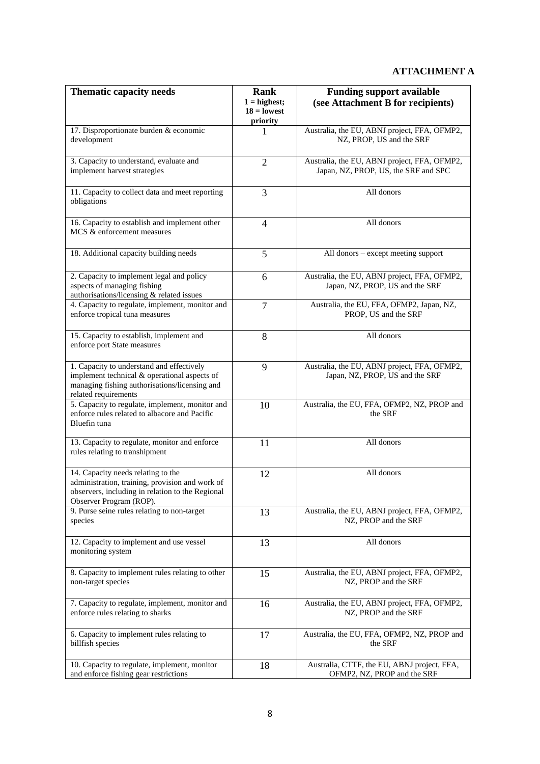**ATTACHMENT A**

| Thematic capacity needs | Rank 1 = highest; 18 = lowest priority | Funding support available (see Attachment B for recipients) |
|---|---|---|
| 17. Disproportionate burden & economic development | 1 | Australia, the EU, ABNJ project, FFA, OFMP2, NZ, PROP, US and the SRF |
| 3. Capacity to understand, evaluate and implement harvest strategies | 2 | Australia, the EU, ABNJ project, FFA, OFMP2, Japan, NZ, PROP, US, the SRF and SPC |
| 11. Capacity to collect data and meet reporting obligations | 3 | All donors |
| 16. Capacity to establish and implement other MCS & enforcement measures | 4 | All donors |
| 18. Additional capacity building needs | 5 | All donors – except meeting support |
| 2. Capacity to implement legal and policy aspects of managing fishing authorisations/licensing & related issues | 6 | Australia, the EU, ABNJ project, FFA, OFMP2, Japan, NZ, PROP, US and the SRF |
| 4. Capacity to regulate, implement, monitor and enforce tropical tuna measures | 7 | Australia, the EU, FFA, OFMP2, Japan, NZ, PROP, US and the SRF |
| 15. Capacity to establish, implement and enforce port State measures | 8 | All donors |
| 1. Capacity to understand and effectively implement technical & operational aspects of managing fishing authorisations/licensing and related requirements | 9 | Australia, the EU, ABNJ project, FFA, OFMP2, Japan, NZ, PROP, US and the SRF |
| 5. Capacity to regulate, implement, monitor and enforce rules related to albacore and Pacific Bluefin tuna | 10 | Australia, the EU, FFA, OFMP2, NZ, PROP and the SRF |
| 13. Capacity to regulate, monitor and enforce rules relating to transhipment | 11 | All donors |
| 14. Capacity needs relating to the administration, training, provision and work of observers, including in relation to the Regional Observer Program (ROP). | 12 | All donors |
| 9. Purse seine rules relating to non-target species | 13 | Australia, the EU, ABNJ project, FFA, OFMP2, NZ, PROP and the SRF |
| 12. Capacity to implement and use vessel monitoring system | 13 | All donors |
| 8. Capacity to implement rules relating to other non-target species | 15 | Australia, the EU, ABNJ project, FFA, OFMP2, NZ, PROP and the SRF |
| 7. Capacity to regulate, implement, monitor and enforce rules relating to sharks | 16 | Australia, the EU, ABNJ project, FFA, OFMP2, NZ, PROP and the SRF |
| 6. Capacity to implement rules relating to billfish species | 17 | Australia, the EU, FFA, OFMP2, NZ, PROP and the SRF |
| 10. Capacity to regulate, implement, monitor and enforce fishing gear restrictions | 18 | Australia, CTTF, the EU, ABNJ project, FFA, OFMP2, NZ, PROP and the SRF |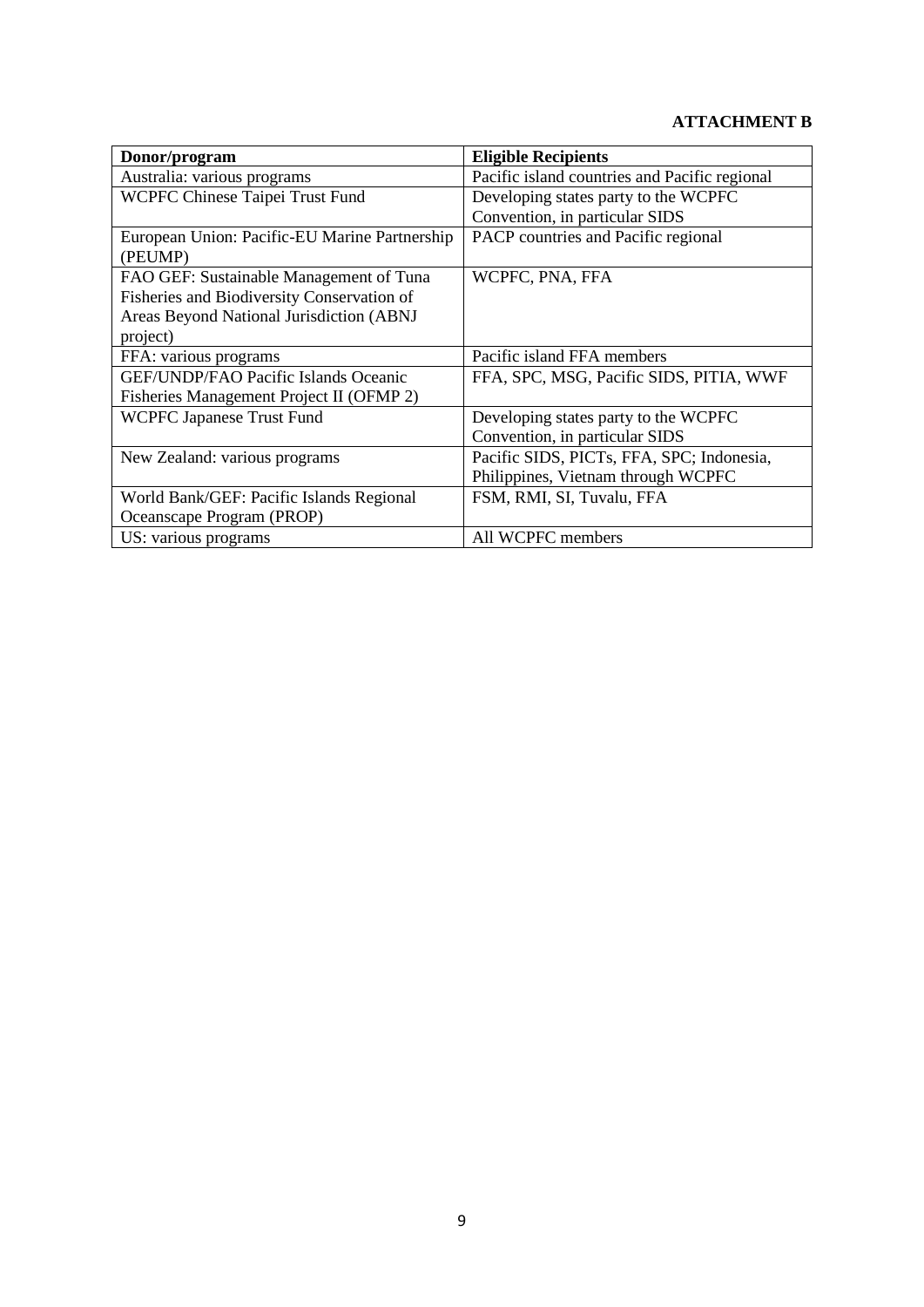**ATTACHMENT B**

| Donor/program | Eligible Recipients |
| --- | --- |
| Australia: various programs | Pacific island countries and Pacific regional |
| WCPFC Chinese Taipei Trust Fund | Developing states party to the WCPFC Convention, in particular SIDS |
| European Union: Pacific-EU Marine Partnership (PEUMP) | PACP countries and Pacific regional |
| FAO GEF: Sustainable Management of Tuna Fisheries and Biodiversity Conservation of Areas Beyond National Jurisdiction (ABNJ project) | WCPFC, PNA, FFA |
| FFA: various programs | Pacific island FFA members |
| GEF/UNDP/FAO Pacific Islands Oceanic Fisheries Management Project II (OFMP 2) | FFA, SPC, MSG, Pacific SIDS, PITIA, WWF |
| WCPFC Japanese Trust Fund | Developing states party to the WCPFC Convention, in particular SIDS |
| New Zealand: various programs | Pacific SIDS, PICTs, FFA, SPC; Indonesia, Philippines, Vietnam through WCPFC |
| World Bank/GEF: Pacific Islands Regional Oceanscape Program (PROP) | FSM, RMI, SI, Tuvalu, FFA |
| US: various programs | All WCPFC members |